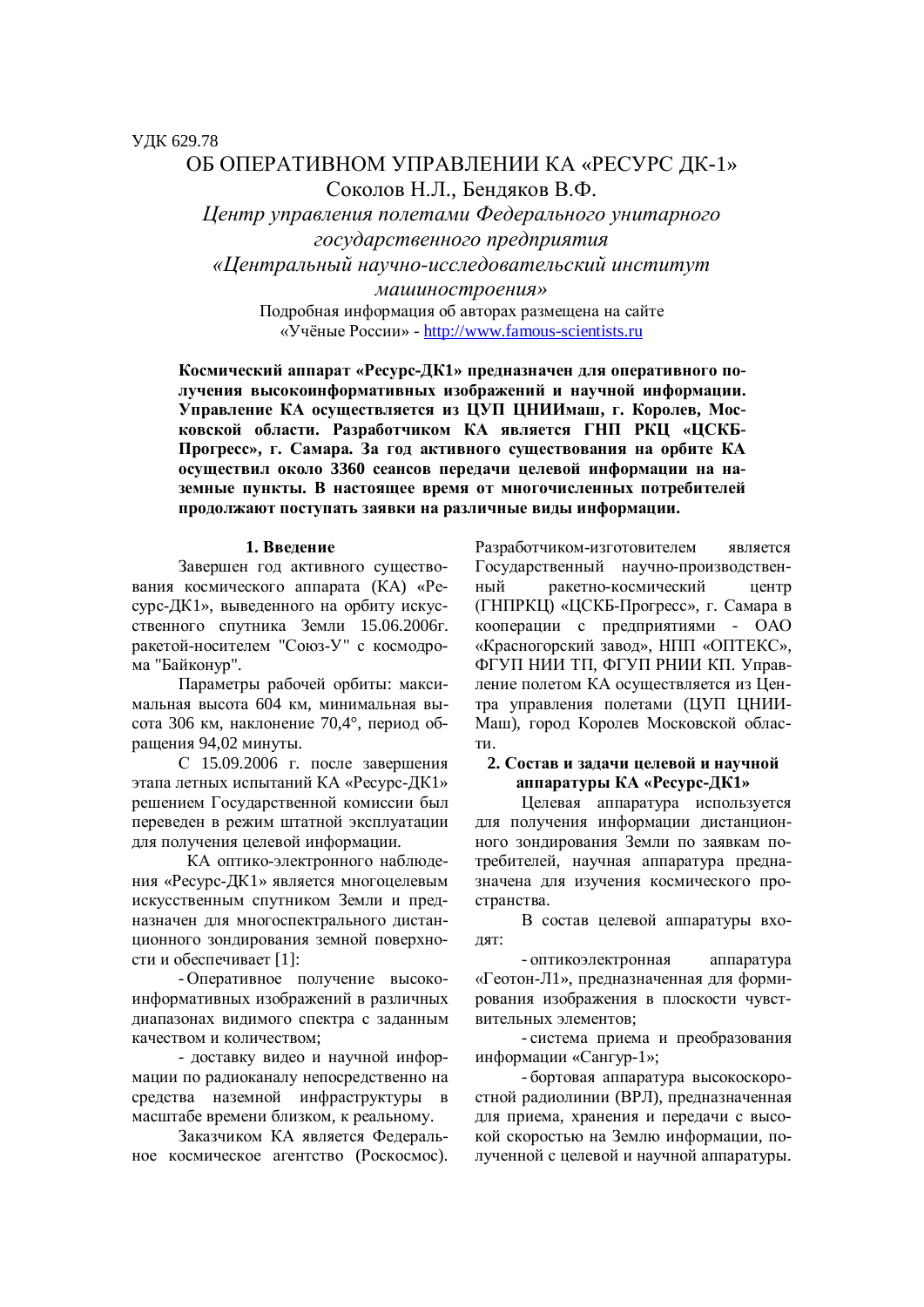УДК 629.78

# ОБ ОПЕРАТИВНОМ УПРАВЛЕНИИ КА «РЕСУРС ДК-1»

Соколов Н.Л., Бендяков В.Ф.

*Центр управления полетами Федерального унитарного государственного предприятия «Центральный научно-исследовательский институт машиностроения»*

Подробная информация об авторах размещена на сайте «Учёные России» - http://www.famous-scientists.ru

**Космический аппарат «Ресурс-ДК1» предназначен для оперативного получения высокоинформативных изображений и научной информации. Управление КА осуществляется из ЦУП ЦНИИмаш, г. Королев, Московской области. Разработчиком КА является ГНП РКЦ «ЦСКБ-Прогресс», г. Самара. За год активного существования на орбите КА осуществил около 3360 сеансов передачи целевой информации на наземные пункты. В настоящее время от многочисленных потребителей продолжают поступать заявки на различные виды информации.**

## 1. Введение

Завершен год активного существования космического аппарата (КА) «Ресурс-ДК1», выведенного на орбиту искусственного спутника Земли 15.06.2006г. ракетой-носителем "Союз-У" с космодрома "Байконур".

Параметры рабочей орбиты: максимальная высота 604 км, минимальная высота 306 км, наклонение 70,4°, период обращения 94,02 минуты.

С 15.09.2006 г. после завершения этапа летных испытаний КА «Ресурс-ДК1» решением Государственной комиссии был переведен в режим штатной эксплуатации для получения целевой информации.

КА оптико-электронного наблюдения «Ресурс-ДК1» является многоцелевым искусственным спутником Земли и предназначен для многоспектрального дистанционного зондирования земной поверхности и обеспечивает [1]:

- Оперативное получение высокоинформативных изображений в различных диапазонах видимого спектра с заданным качеством и количеством;
- доставку видео и научной информации по радиоканалу непосредственно на средства наземной инфраструктуры в масштабе времени близком, к реальному.

Заказчиком КА является Федеральное космическое агентство (Роскосмос). Разработчиком-изготовителем является Государственный научно-производственный ракетно-космический центр (ГНПРКЦ) «ЦСКБ-Прогресс», г. Самара в кооперации с предприятиями - ОАО «Красногорский завод», НПП «ОПТЕКС», ФГУП НИИ ТП, ФГУП РНИИ КП. Управление полетом КА осуществляется из Центра управления полетами (ЦУП ЦНИИМаш), город Королев Московской области.

## 2. Состав и задачи целевой и научной аппаратуры КА «Ресурс-ДК1»

Целевая аппаратура используется для получения информации дистанционного зондирования Земли по заявкам потребителей, научная аппаратура предназначена для изучения космического пространства.

В состав целевой аппаратуры входят:

- оптикоэлектронная аппаратура «Геотон-Л1», предназначенная для формирования изображения в плоскости чувствительных элементов;
- система приема и преобразования информации «Сангур-1»;
- бортовая аппаратура высокоскоростной радиолинии (ВРЛ), предназначенная для приема, хранения и передачи с высокой скоростью на Землю информации, полученной с целевой и научной аппаратуры.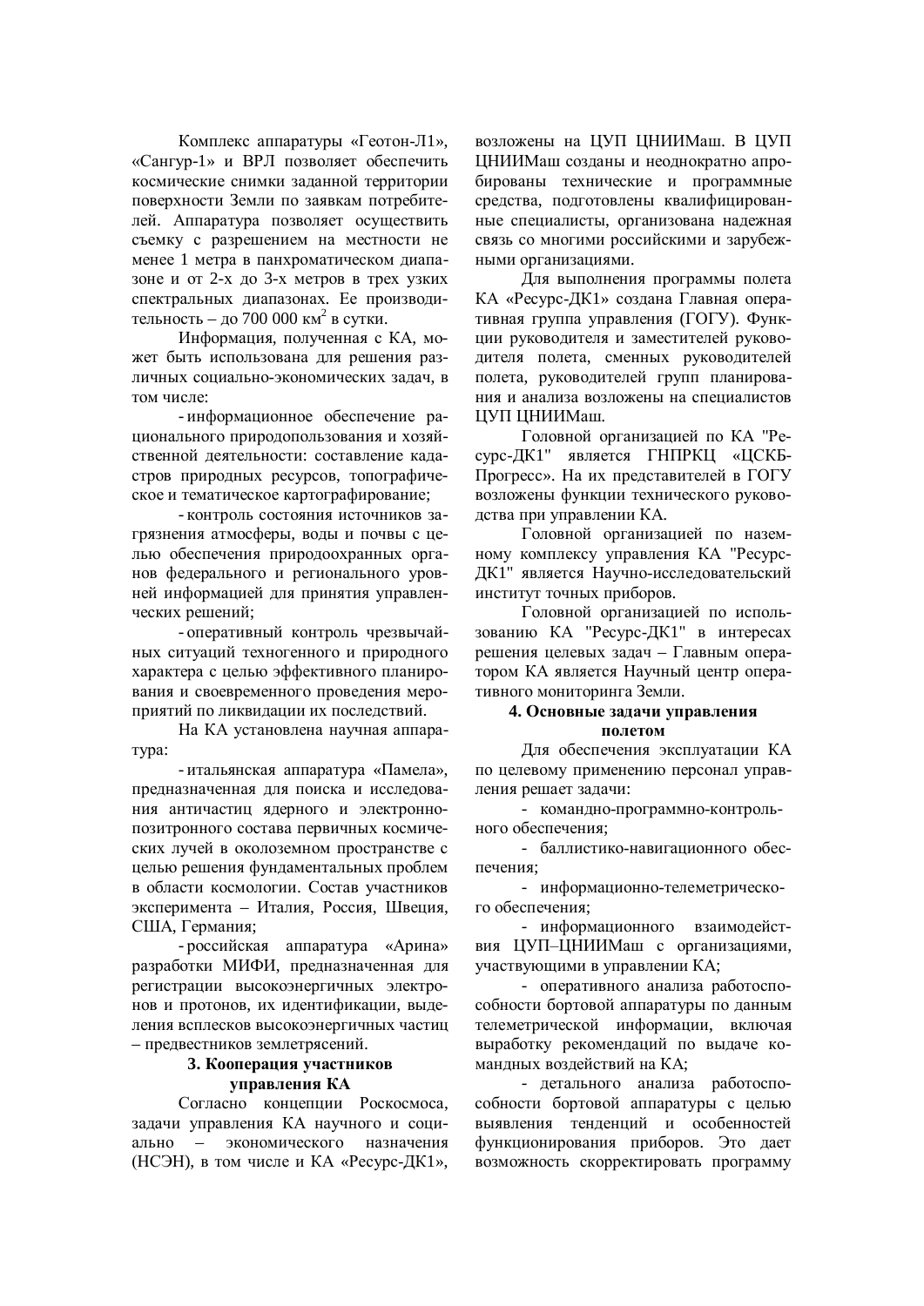Комплекс аппаратуры «Геотон-Л1», «Сангур-1» и ВРЛ позволяет обеспечить космические снимки заданной территории поверхности Земли по заявкам потребителей. Аппаратура позволяет осуществить съемку с разрешением на местности не менее 1 метра в панхроматическом диапазоне и от 2-х до 3-х метров в трех узких спектральных диапазонах. Ее производительность – до 700 000 км$^2$ в сутки.

Информация, полученная с КА, может быть использована для решения различных социально-экономических задач, в том числе:

- информационное обеспечение рационального природопользования и хозяйственной деятельности: составление кадастров природных ресурсов, топографическое и тематическое картографирование;
- контроль состояния источников загрязнения атмосферы, воды и почвы с целью обеспечения природоохранных органов федерального и регионального уровней информацией для принятия управленческих решений;
- оперативный контроль чрезвычайных ситуаций техногенного и природного характера с целью эффективного планирования и своевременного проведения мероприятий по ликвидации их последствий.

На КА установлена научная аппаратура:

- итальянская аппаратура «Памела», предназначенная для поиска и исследования античастиц ядерного и электронно-позитронного состава первичных космических лучей в околоземном пространстве с целью решения фундаментальных проблем в области космологии. Состав участников эксперимента – Италия, Россия, Швеция, США, Германия;
- российская аппаратура «Арина» разработки МИФИ, предназначенная для регистрации высокоэнергичных электронов и протонов, их идентификации, выделения всплесков высокоэнергичных частиц – предвестников землетрясений.

## 3. Кооперация участников управления КА

Согласно концепции Роскосмоса, задачи управления КА научного и социально – экономического назначения (НСЭН), в том числе и КА «Ресурс-ДК1», возложены на ЦУП ЦНИИМаш. В ЦУП ЦНИИМаш созданы и неоднократно апробированы технические и программные средства, подготовлены квалифицированные специалисты, организована надежная связь со многими российскими и зарубежными организациями.

Для выполнения программы полета КА «Ресурс-ДК1» создана Главная оперативная группа управления (ГОГУ). Функции руководителя и заместителей руководителя полета, сменных руководителей полета, руководителей групп планирования и анализа возложены на специалистов ЦУП ЦНИИМаш.

Головной организацией по КА "Ресурс-ДК1" является ГНПРКЦ «ЦСКБ-Прогресс». На их представителей в ГОГУ возложены функции технического руководства при управлении КА.

Головной организацией по наземному комплексу управления КА "Ресурс-ДК1" является Научно-исследовательский институт точных приборов.

Головной организацией по использованию КА "Ресурс-ДК1" в интересах решения целевых задач – Главным оператором КА является Научный центр оперативного мониторинга Земли.

## 4. Основные задачи управления полетом

Для обеспечения эксплуатации КА по целевому применению персонал управления решает задачи:

- командно-программно-контрольного обеспечения;
- баллистико-навигационного обеспечения;
- информационно-телеметрического обеспечения;
- информационного взаимодействия ЦУП–ЦНИИМаш с организациями, участвующими в управлении КА;
- оперативного анализа работоспособности бортовой аппаратуры по данным телеметрической информации, включая выработку рекомендаций по выдаче командных воздействий на КА;
- детального анализа работоспособности бортовой аппаратуры с целью выявления тенденций и особенностей функционирования приборов. Это дает возможность скорректировать программу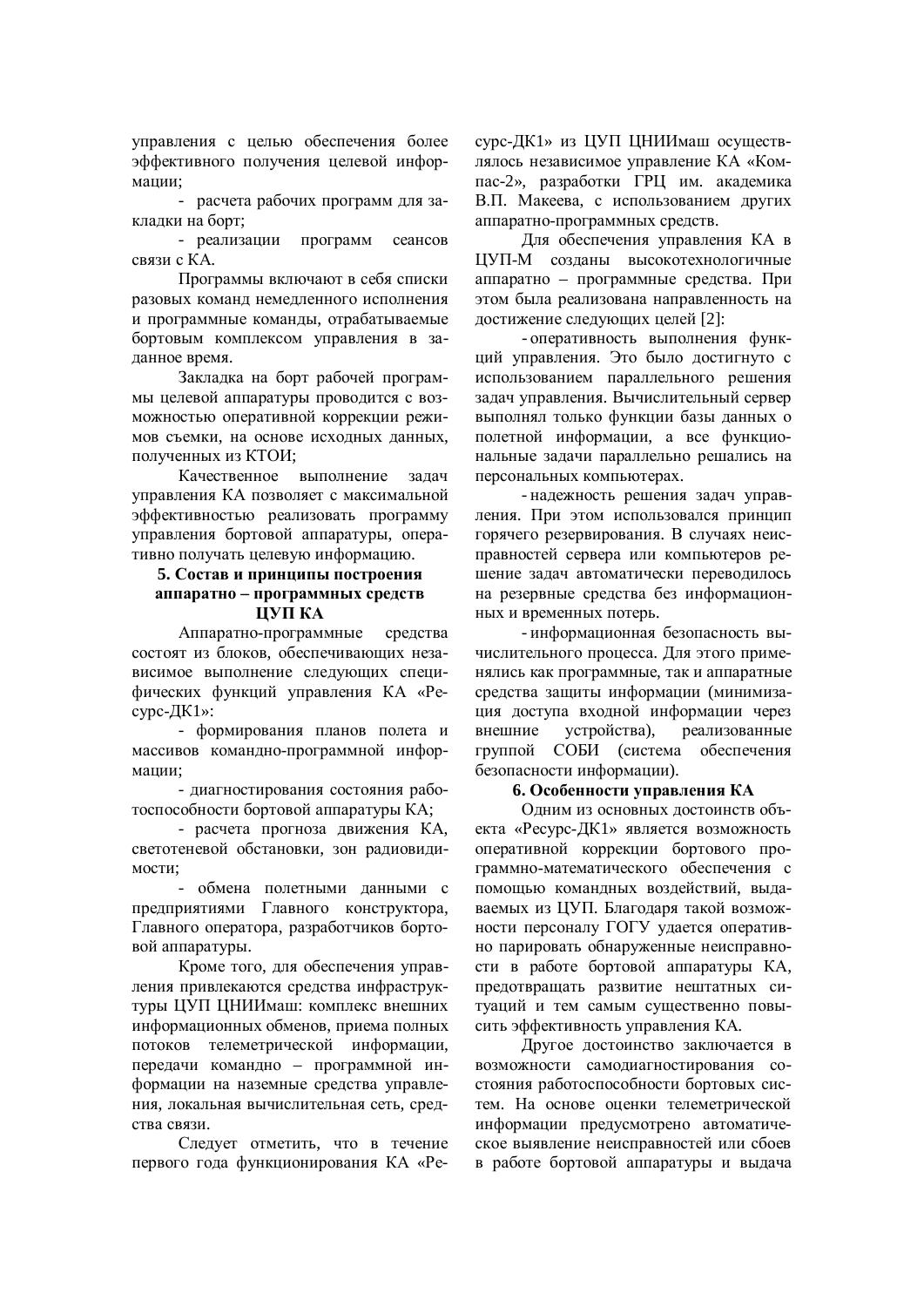управления с целью обеспечения более эффективного получения целевой информации;

- расчета рабочих программ для закладки на борт;

- реализации программ сеансов связи с КА.

Программы включают в себя списки разовых команд немедленного исполнения и программные команды, отрабатываемые бортовым комплексом управления в заданное время.

Закладка на борт рабочей программы целевой аппаратуры проводится с возможностью оперативной коррекции режимов съемки, на основе исходных данных, полученных из КТОИ;

Качественное выполнение задач управления КА позволяет с максимальной эффективностью реализовать программу управления бортовой аппаратуры, оперативно получать целевую информацию.

## 5. Состав и принципы построения аппаратно – программных средств ЦУП КА

Аппаратно-программные средства состоят из блоков, обеспечивающих независимое выполнение следующих специфических функций управления КА «Ресурс-ДК1»:

- формирования планов полета и массивов командно-программной информации;

- диагностирования состояния работоспособности бортовой аппаратуры КА;

- расчета прогноза движения КА, светотеневой обстановки, зон радиовидимости;

- обмена полетными данными с предприятиями Главного конструктора, Главного оператора, разработчиков бортовой аппаратуры.

Кроме того, для обеспечения управления привлекаются средства инфраструктуры ЦУП ЦНИИмаш: комплекс внешних информационных обменов, приема полных потоков телеметрической информации, передачи командно – программной информации на наземные средства управления, локальная вычислительная сеть, средства связи.

Следует отметить, что в течение первого года функционирования КА «Ресурс-ДК1» из ЦУП ЦНИИмаш осуществлялось независимое управление КА «Компас-2», разработки ГРЦ им. академика В.П. Макеева, с использованием других аппаратно-программных средств.

Для обеспечения управления КА в ЦУП-М созданы высокотехнологичные аппаратно – программные средства. При этом была реализована направленность на достижение следующих целей [2]:

- оперативность выполнения функций управления. Это было достигнуто с использованием параллельного решения задач управления. Вычислительный сервер выполнял только функции базы данных о полетной информации, а все функциональные задачи параллельно решались на персональных компьютерах.

- надежность решения задач управления. При этом использовался принцип горячего резервирования. В случаях неисправностей сервера или компьютеров решение задач автоматически переводилось на резервные средства без информационных и временных потерь.

- информационная безопасность вычислительного процесса. Для этого применялись как программные, так и аппаратные средства защиты информации (минимизация доступа входной информации через внешние устройства), реализованные группой СОБИ (система обеспечения безопасности информации).

## 6. Особенности управления КА

Одним из основных достоинств объекта «Ресурс-ДК1» является возможность оперативной коррекции бортового программно-математического обеспечения с помощью командных воздействий, выдаваемых из ЦУП. Благодаря такой возможности персоналу ГОГУ удается оперативно парировать обнаруженные неисправности в работе бортовой аппаратуры КА, предотвращать развитие нештатных ситуаций и тем самым существенно повысить эффективность управления КА.

Другое достоинство заключается в возможности самодиагностирования состояния работоспособности бортовых систем. На основе оценки телеметрической информации предусмотрено автоматическое выявление неисправностей или сбоев в работе бортовой аппаратуры и выдача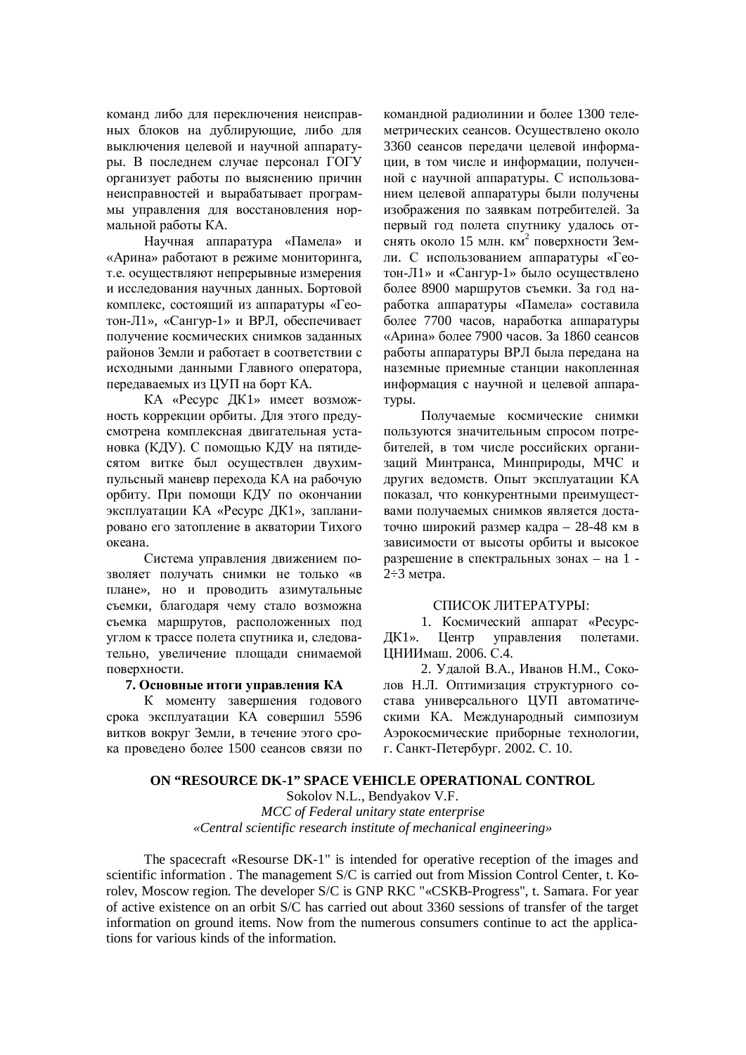команд либо для переключения неисправных блоков на дублирующие, либо для выключения целевой и научной аппаратуры. В последнем случае персонал ГОГУ организует работы по выяснению причин неисправностей и вырабатывает программы управления для восстановления нормальной работы КА.

Научная аппаратура «Памела» и «Арина» работают в режиме мониторинга, т.е. осуществляют непрерывные измерения и исследования научных данных. Бортовой комплекс, состоящий из аппаратуры «Геотон-Л1», «Сангур-1» и ВРЛ, обеспечивает получение космических снимков заданных районов Земли и работает в соответствии с исходными данными Главного оператора, передаваемых из ЦУП на борт КА.

КА «Ресурс ДК1» имеет возможность коррекции орбиты. Для этого предусмотрена комплексная двигательная установка (КДУ). С помощью КДУ на пятидесятом витке был осуществлен двухимпульсный маневр перехода КА на рабочую орбиту. При помощи КДУ по окончании эксплуатации КА «Ресурс ДК1», запланировано его затопление в акватории Тихого океана.

Система управления движением позволяет получать снимки не только «в плане», но и проводить азимутальные съемки, благодаря чему стало возможна съемка маршрутов, расположенных под углом к трассе полета спутника и, следовательно, увеличение площади снимаемой поверхности.

### 7. Основные итоги управления КА

К моменту завершения годового срока эксплуатации КА совершил 5596 витков вокруг Земли, в течение этого срока проведено более 1500 сеансов связи по командной радиолинии и более 1300 телеметрических сеансов. Осуществлено около 3360 сеансов передачи целевой информации, в том числе и информации, полученной с научной аппаратуры. С использованием целевой аппаратуры были получены изображения по заявкам потребителей. За первый год полета спутнику удалось отснять около 15 млн. км$^2$ поверхности Земли. С использованием аппаратуры «Геотон-Л1» и «Сангур-1» было осуществлено более 8900 маршрутов съемки. За год наработка аппаратуры «Памела» составила более 7700 часов, наработка аппаратуры «Арина» более 7900 часов. За 1860 сеансов работы аппаратуры ВРЛ была передана на наземные приемные станции накопленная информация с научной и целевой аппаратуры.

Получаемые космические снимки пользуются значительным спросом потребителей, в том числе российских организаций Минтранса, Минприроды, МЧС и других ведомств. Опыт эксплуатации КА показал, что конкурентными преимуществами получаемых снимков является достаточно широкий размер кадра – 28-48 км в зависимости от высоты орбиты и высокое разрешение в спектральных зонах – на 1 - 2÷3 метра.

### СПИСОК ЛИТЕРАТУРЫ:

1. Космический аппарат «Ресурс-ДК1». Центр управления полетами. ЦНИИмаш. 2006. С.4.
2. Удалой В.А., Иванов Н.М., Соколов Н.Л. Оптимизация структурного состава универсального ЦУП автоматическими КА. Международный симпозиум Аэрокосмические приборные технологии, г. Санкт-Петербург. 2002. С. 10.

## ON “RESOURCE DK-1” SPACE VEHICLE OPERATIONAL CONTROL

Sokolov N.L., Bendyakov V.F.

*MCC of Federal unitary state enterprise*

*«Central scientific research institute of mechanical engineering»*

The spacecraft «Resourse DK-1" is intended for operative reception of the images and scientific information . The management S/C is carried out from Mission Control Center, t. Korolev, Moscow region. The developer S/C is GNP RKC "«CSKB-Progress", t. Samara. For year of active existence on an orbit S/C has carried out about 3360 sessions of transfer of the target information on ground items. Now from the numerous consumers continue to act the applications for various kinds of the information.